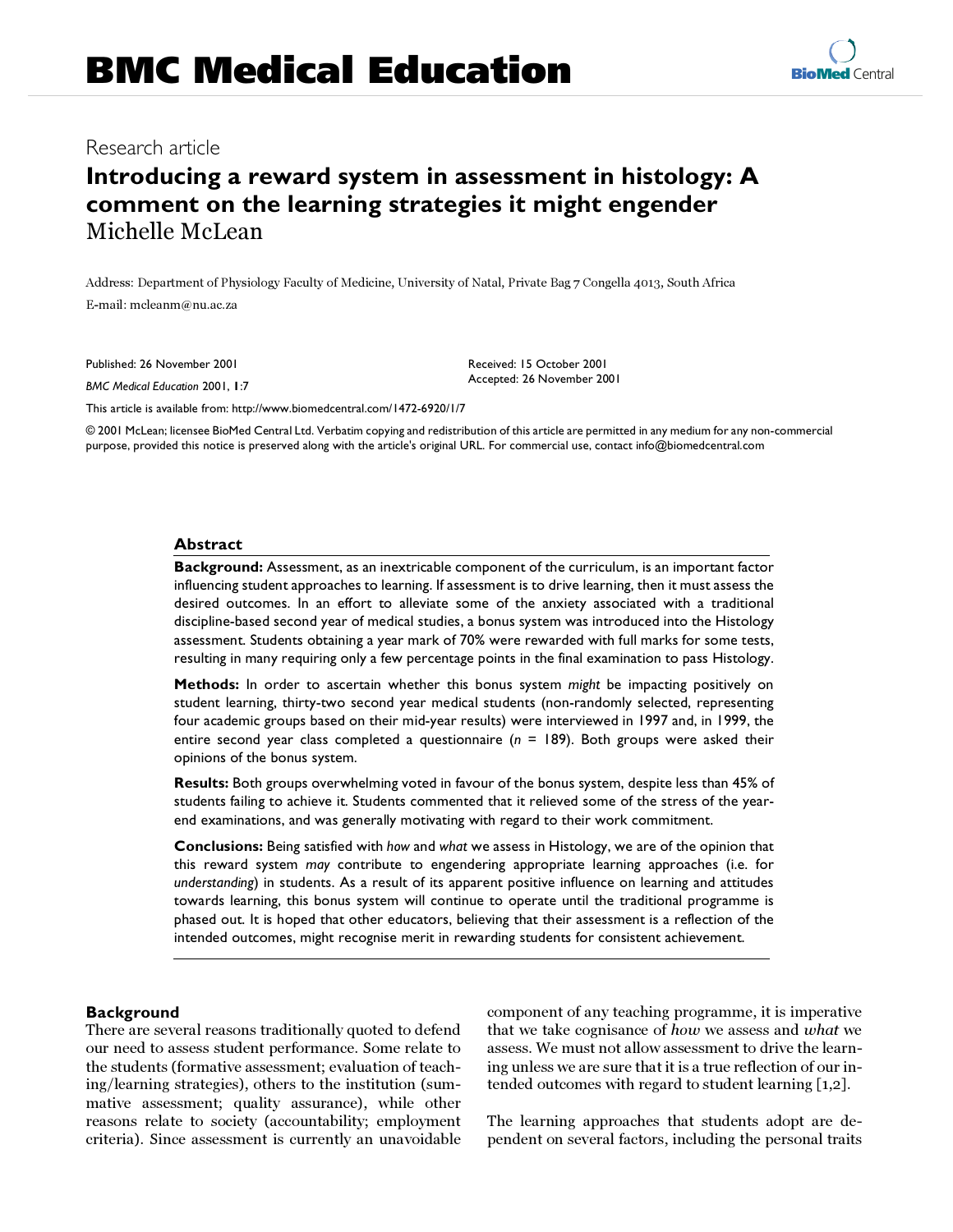# BMC Medical Education

Research article

## Introducing a reward system in assessment in histology: A comment on the learning strategies it might engender

Michelle McLean

Address: Department of Physiology Faculty of Medicine, University of Natal, Private Bag 7 Congella 4013, South Africa

E-mail: mcleanm@nu.ac.za

Published: 26 November 2001

*BMC Medical Education* 2001, **1**:7

Received: 15 October 2001
Accepted: 26 November 2001

This article is available from: http://www.biomedcentral.com/1472-6920/1/7

© 2001 McLean; licensee BioMed Central Ltd. Verbatim copying and redistribution of this article are permitted in any medium for any non-commercial purpose, provided this notice is preserved along with the article's original URL. For commercial use, contact info@biomedcentral.com

### Abstract

**Background:** Assessment, as an inextricable component of the curriculum, is an important factor influencing student approaches to learning. If assessment is to drive learning, then it must assess the desired outcomes. In an effort to alleviate some of the anxiety associated with a traditional discipline-based second year of medical studies, a bonus system was introduced into the Histology assessment. Students obtaining a year mark of 70% were rewarded with full marks for some tests, resulting in many requiring only a few percentage points in the final examination to pass Histology.

**Methods:** In order to ascertain whether this bonus system *might* be impacting positively on student learning, thirty-two second year medical students (non-randomly selected, representing four academic groups based on their mid-year results) were interviewed in 1997 and, in 1999, the entire second year class completed a questionnaire ($n$ = 189). Both groups were asked their opinions of the bonus system.

**Results:** Both groups overwhelming voted in favour of the bonus system, despite less than 45% of students failing to achieve it. Students commented that it relieved some of the stress of the year-end examinations, and was generally motivating with regard to their work commitment.

**Conclusions:** Being satisfied with *how* and *what* we assess in Histology, we are of the opinion that this reward system *may* contribute to engendering appropriate learning approaches (i.e. for *understanding*) in students. As a result of its apparent positive influence on learning and attitudes towards learning, this bonus system will continue to operate until the traditional programme is phased out. It is hoped that other educators, believing that their assessment is a reflection of the intended outcomes, might recognise merit in rewarding students for consistent achievement.

### Background

There are several reasons traditionally quoted to defend our need to assess student performance. Some relate to the students (formative assessment; evaluation of teaching/learning strategies), others to the institution (summative assessment; quality assurance), while other reasons relate to society (accountability; employment criteria). Since assessment is currently an unavoidable component of any teaching programme, it is imperative that we take cognisance of *how* we assess and *what* we assess. We must not allow assessment to drive the learning unless we are sure that it is a true reflection of our intended outcomes with regard to student learning [1,2].

The learning approaches that students adopt are dependent on several factors, including the personal traits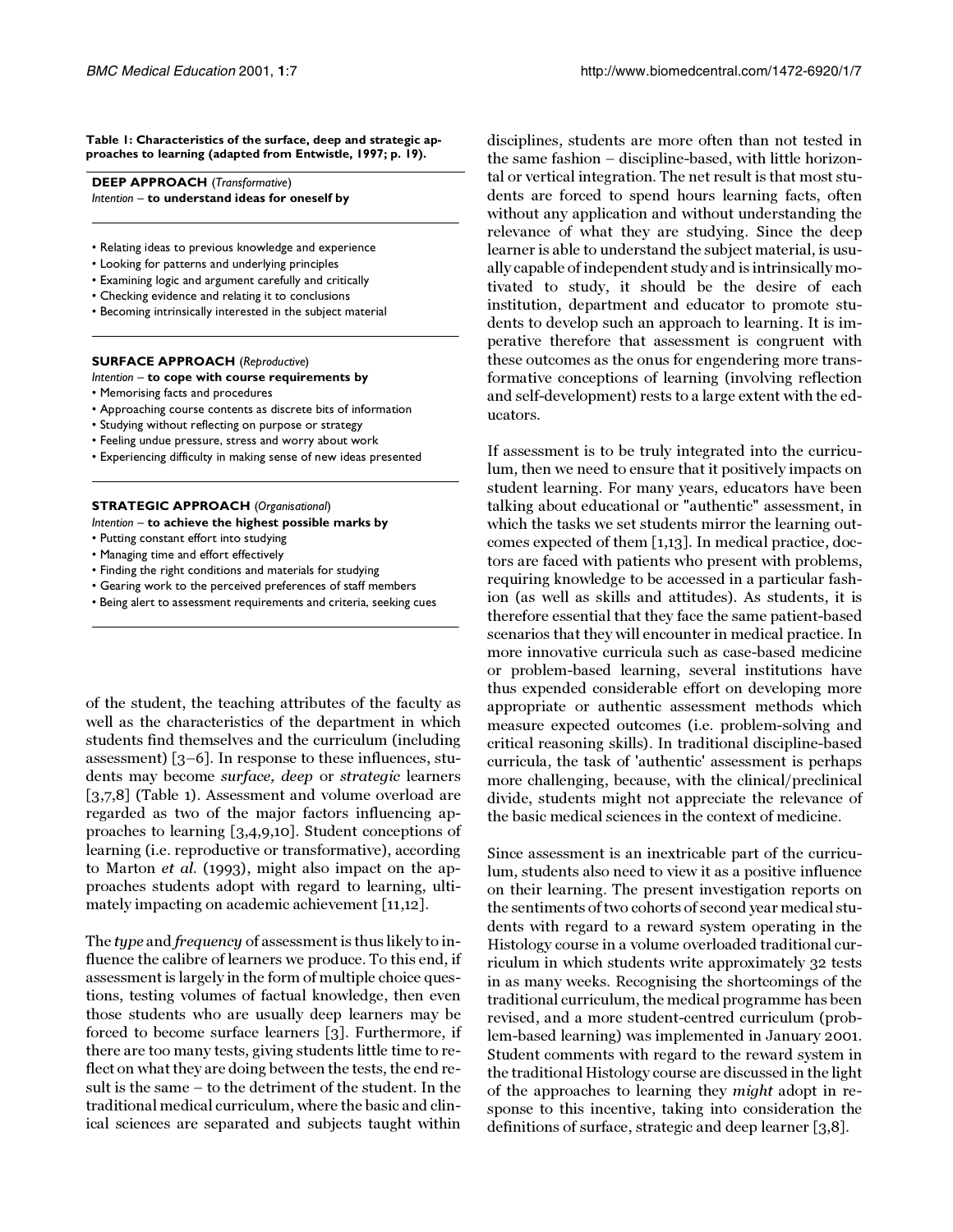**Table 1: Characteristics of the surface, deep and strategic approaches to learning (adapted from Entwistle, 1997; p. 19).**

**DEEP APPROACH** (*Transformative*)
*Intention* – **to understand ideas for oneself by**

- Relating ideas to previous knowledge and experience
- Looking for patterns and underlying principles
- Examining logic and argument carefully and critically
- Checking evidence and relating it to conclusions
- Becoming intrinsically interested in the subject material

**SURFACE APPROACH** (*Reproductive*)
*Intention* – **to cope with course requirements by**

- Memorising facts and procedures
- Approaching course contents as discrete bits of information
- Studying without reflecting on purpose or strategy
- Feeling undue pressure, stress and worry about work
- Experiencing difficulty in making sense of new ideas presented

**STRATEGIC APPROACH** (*Organisational*)
*Intention* – **to achieve the highest possible marks by**

- Putting constant effort into studying
- Managing time and effort effectively
- Finding the right conditions and materials for studying
- Gearing work to the perceived preferences of staff members
- Being alert to assessment requirements and criteria, seeking cues

of the student, the teaching attributes of the faculty as well as the characteristics of the department in which students find themselves and the curriculum (including assessment) [3–6]. In response to these influences, students may become *surface, deep* or *strategic* learners [3,7,8] (Table 1). Assessment and volume overload are regarded as two of the major factors influencing approaches to learning [3,4,9,10]. Student conceptions of learning (i.e. reproductive or transformative), according to Marton *et al.* (1993), might also impact on the approaches students adopt with regard to learning, ultimately impacting on academic achievement [11,12].

The *type* and *frequency* of assessment is thus likely to influence the calibre of learners we produce. To this end, if assessment is largely in the form of multiple choice questions, testing volumes of factual knowledge, then even those students who are usually deep learners may be forced to become surface learners [3]. Furthermore, if there are too many tests, giving students little time to reflect on what they are doing between the tests, the end result is the same – to the detriment of the student. In the traditional medical curriculum, where the basic and clinical sciences are separated and subjects taught within disciplines, students are more often than not tested in the same fashion – discipline-based, with little horizontal or vertical integration. The net result is that most students are forced to spend hours learning facts, often without any application and without understanding the relevance of what they are studying. Since the deep learner is able to understand the subject material, is usually capable of independent study and is intrinsically motivated to study, it should be the desire of each institution, department and educator to promote students to develop such an approach to learning. It is imperative therefore that assessment is congruent with these outcomes as the onus for engendering more transformative conceptions of learning (involving reflection and self-development) rests to a large extent with the educators.

If assessment is to be truly integrated into the curriculum, then we need to ensure that it positively impacts on student learning. For many years, educators have been talking about educational or "authentic" assessment, in which the tasks we set students mirror the learning outcomes expected of them [1,13]. In medical practice, doctors are faced with patients who present with problems, requiring knowledge to be accessed in a particular fashion (as well as skills and attitudes). As students, it is therefore essential that they face the same patient-based scenarios that they will encounter in medical practice. In more innovative curricula such as case-based medicine or problem-based learning, several institutions have thus expended considerable effort on developing more appropriate or authentic assessment methods which measure expected outcomes (i.e. problem-solving and critical reasoning skills). In traditional discipline-based curricula, the task of 'authentic' assessment is perhaps more challenging, because, with the clinical/preclinical divide, students might not appreciate the relevance of the basic medical sciences in the context of medicine.

Since assessment is an inextricable part of the curriculum, students also need to view it as a positive influence on their learning. The present investigation reports on the sentiments of two cohorts of second year medical students with regard to a reward system operating in the Histology course in a volume overloaded traditional curriculum in which students write approximately 32 tests in as many weeks. Recognising the shortcomings of the traditional curriculum, the medical programme has been revised, and a more student-centred curriculum (problem-based learning) was implemented in January 2001. Student comments with regard to the reward system in the traditional Histology course are discussed in the light of the approaches to learning they *might* adopt in response to this incentive, taking into consideration the definitions of surface, strategic and deep learner [3,8].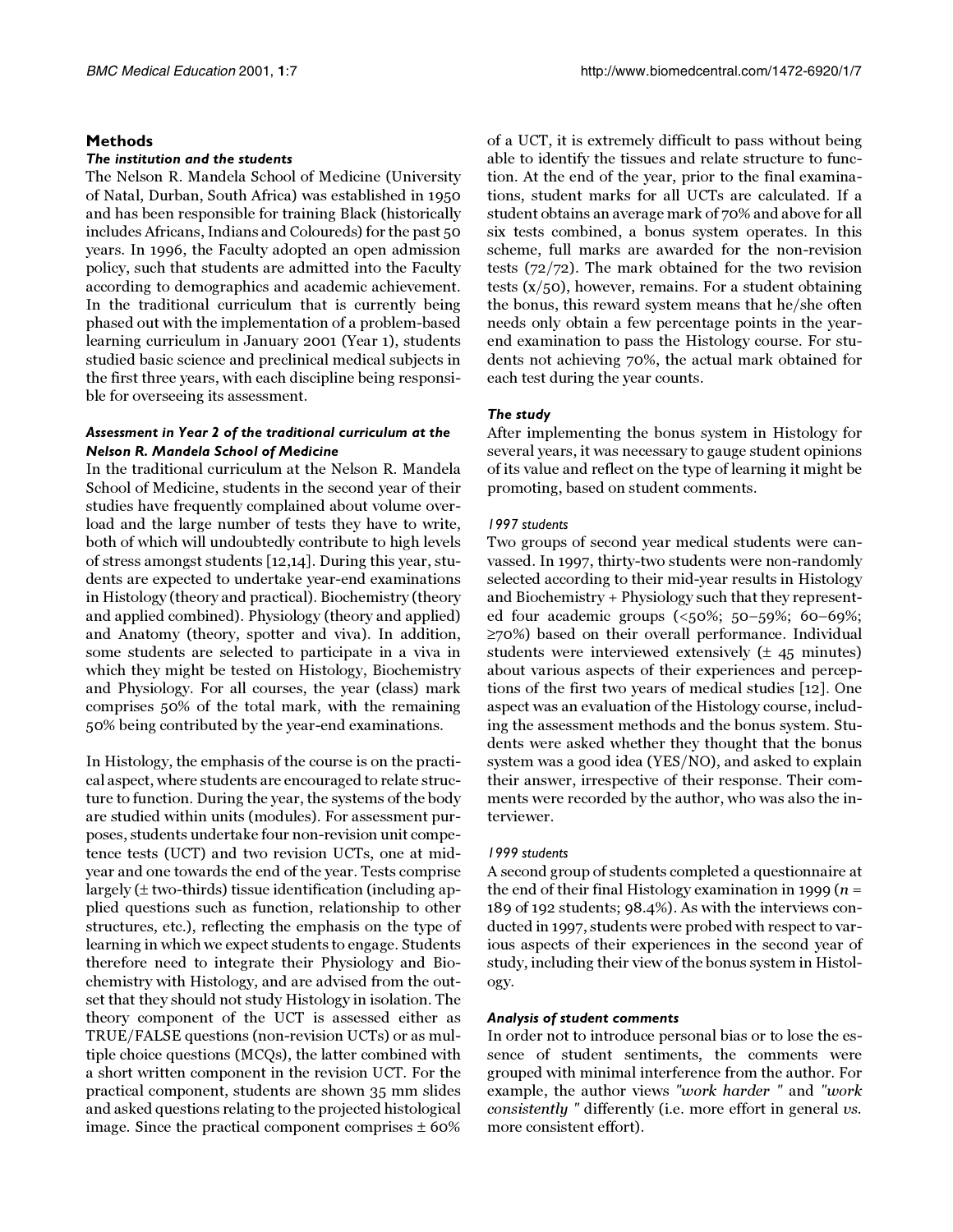## Methods

### *The institution and the students*

The Nelson R. Mandela School of Medicine (University of Natal, Durban, South Africa) was established in 1950 and has been responsible for training Black (historically includes Africans, Indians and Coloureds) for the past 50 years. In 1996, the Faculty adopted an open admission policy, such that students are admitted into the Faculty according to demographics and academic achievement. In the traditional curriculum that is currently being phased out with the implementation of a problem-based learning curriculum in January 2001 (Year 1), students studied basic science and preclinical medical subjects in the first three years, with each discipline being responsible for overseeing its assessment.

### *Assessment in Year 2 of the traditional curriculum at the Nelson R. Mandela School of Medicine*

In the traditional curriculum at the Nelson R. Mandela School of Medicine, students in the second year of their studies have frequently complained about volume overload and the large number of tests they have to write, both of which will undoubtedly contribute to high levels of stress amongst students [12,14]. During this year, students are expected to undertake year-end examinations in Histology (theory and practical). Biochemistry (theory and applied combined). Physiology (theory and applied) and Anatomy (theory, spotter and viva). In addition, some students are selected to participate in a viva in which they might be tested on Histology, Biochemistry and Physiology. For all courses, the year (class) mark comprises 50% of the total mark, with the remaining 50% being contributed by the year-end examinations.

In Histology, the emphasis of the course is on the practical aspect, where students are encouraged to relate structure to function. During the year, the systems of the body are studied within units (modules). For assessment purposes, students undertake four non-revision unit competence tests (UCT) and two revision UCTs, one at mid-year and one towards the end of the year. Tests comprise largely (± two-thirds) tissue identification (including applied questions such as function, relationship to other structures, etc.), reflecting the emphasis on the type of learning in which we expect students to engage. Students therefore need to integrate their Physiology and Biochemistry with Histology, and are advised from the outset that they should not study Histology in isolation. The theory component of the UCT is assessed either as TRUE/FALSE questions (non-revision UCTs) or as multiple choice questions (MCQs), the latter combined with a short written component in the revision UCT. For the practical component, students are shown 35 mm slides and asked questions relating to the projected histological image. Since the practical component comprises ± 60% of a UCT, it is extremely difficult to pass without being able to identify the tissues and relate structure to function. At the end of the year, prior to the final examinations, student marks for all UCTs are calculated. If a student obtains an average mark of 70% and above for all six tests combined, a bonus system operates. In this scheme, full marks are awarded for the non-revision tests (72/72). The mark obtained for the two revision tests (x/50), however, remains. For a student obtaining the bonus, this reward system means that he/she often needs only obtain a few percentage points in the year-end examination to pass the Histology course. For students not achieving 70%, the actual mark obtained for each test during the year counts.

### *The study*

After implementing the bonus system in Histology for several years, it was necessary to gauge student opinions of its value and reflect on the type of learning it might be promoting, based on student comments.

#### *1997 students*

Two groups of second year medical students were canvassed. In 1997, thirty-two students were non-randomly selected according to their mid-year results in Histology and Biochemistry + Physiology such that they represented four academic groups (<50%; 50–59%; 60–69%; ≥70%) based on their overall performance. Individual students were interviewed extensively (± 45 minutes) about various aspects of their experiences and perceptions of the first two years of medical studies [12]. One aspect was an evaluation of the Histology course, including the assessment methods and the bonus system. Students were asked whether they thought that the bonus system was a good idea (YES/NO), and asked to explain their answer, irrespective of their response. Their comments were recorded by the author, who was also the interviewer.

#### *1999 students*

A second group of students completed a questionnaire at the end of their final Histology examination in 1999 ($n$ = 189 of 192 students; 98.4%). As with the interviews conducted in 1997, students were probed with respect to various aspects of their experiences in the second year of study, including their view of the bonus system in Histology.

### *Analysis of student comments*

In order not to introduce personal bias or to lose the essence of student sentiments, the comments were grouped with minimal interference from the author. For example, the author views *"work harder "* and *"work consistently "* differently (i.e. more effort in general *vs.* more consistent effort).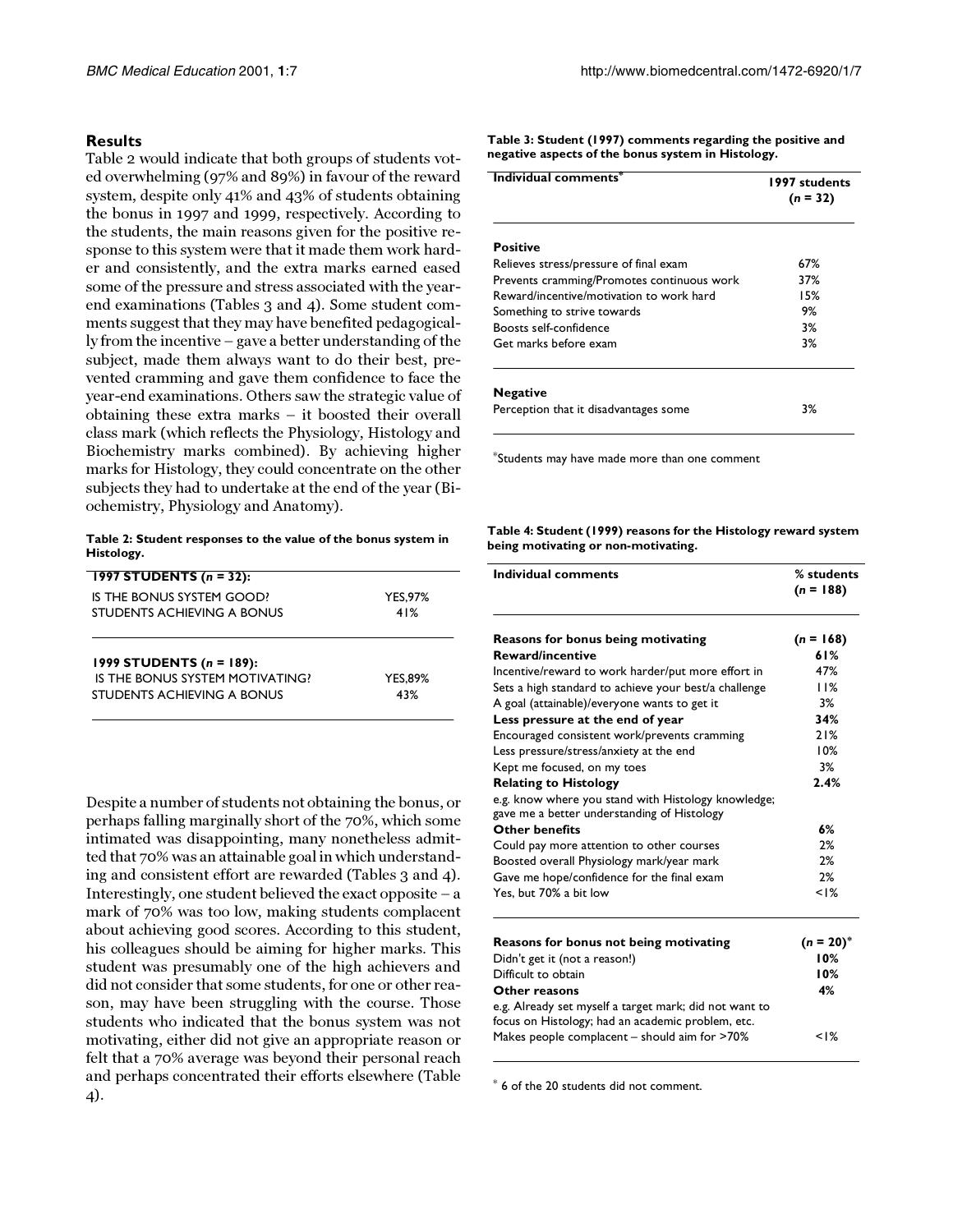## Results

Table 2 would indicate that both groups of students voted overwhelming (97% and 89%) in favour of the reward system, despite only 41% and 43% of students obtaining the bonus in 1997 and 1999, respectively. According to the students, the main reasons given for the positive response to this system were that it made them work harder and consistently, and the extra marks earned eased some of the pressure and stress associated with the year-end examinations (Tables 3 and 4). Some student comments suggest that they may have benefited pedagogically from the incentive – gave a better understanding of the subject, made them always want to do their best, prevented cramming and gave them confidence to face the year-end examinations. Others saw the strategic value of obtaining these extra marks – it boosted their overall class mark (which reflects the Physiology, Histology and Biochemistry marks combined). By achieving higher marks for Histology, they could concentrate on the other subjects they had to undertake at the end of the year (Biochemistry, Physiology and Anatomy).

**Table 2: Student responses to the value of the bonus system in Histology.**

| | |
|---|---|
| **1997 STUDENTS (*n* = 32):** | |
| IS THE BONUS SYSTEM GOOD? | YES,97% |
| STUDENTS ACHIEVING A BONUS | 41% |
| **1999 STUDENTS (*n* = 189):** | |
| IS THE BONUS SYSTEM MOTIVATING? | YES,89% |
| STUDENTS ACHIEVING A BONUS | 43% |

Despite a number of students not obtaining the bonus, or perhaps falling marginally short of the 70%, which some intimated was disappointing, many nonetheless admitted that 70% was an attainable goal in which understanding and consistent effort are rewarded (Tables 3 and 4). Interestingly, one student believed the exact opposite – a mark of 70% was too low, making students complacent about achieving good scores. According to this student, his colleagues should be aiming for higher marks. This student was presumably one of the high achievers and did not consider that some students, for one or other reason, may have been struggling with the course. Those students who indicated that the bonus system was not motivating, either did not give an appropriate reason or felt that a 70% average was beyond their personal reach and perhaps concentrated their efforts elsewhere (Table 4).

**Table 3: Student (1997) comments regarding the positive and negative aspects of the bonus system in Histology.**

| Individual comments* | 1997 students (*n* = 32) |
|---|---|
| **Positive** | |
| Relieves stress/pressure of final exam | 67% |
| Prevents cramming/Promotes continuous work | 37% |
| Reward/incentive/motivation to work hard | 15% |
| Something to strive towards | 9% |
| Boosts self-confidence | 3% |
| Get marks before exam | 3% |
| **Negative** | |
| Perception that it disadvantages some | 3% |

*Students may have made more than one comment

**Table 4: Student (1999) reasons for the Histology reward system being motivating or non-motivating.**

| Individual comments | % students (*n* = 188) |
|---|---|
| **Reasons for bonus being motivating** | **(*n* = 168)** |
| **Reward/incentive** | **61%** |
| Incentive/reward to work harder/put more effort in | 47% |
| Sets a high standard to achieve your best/a challenge | 11% |
| A goal (attainable)/everyone wants to get it | 3% |
| **Less pressure at the end of year** | **34%** |
| Encouraged consistent work/prevents cramming | 21% |
| Less pressure/stress/anxiety at the end | 10% |
| Kept me focused, on my toes | 3% |
| **Relating to Histology** | **2.4%** |
| e.g. know where you stand with Histology knowledge; gave me a better understanding of Histology | |
| **Other benefits** | **6%** |
| Could pay more attention to other courses | 2% |
| Boosted overall Physiology mark/year mark | 2% |
| Gave me hope/confidence for the final exam | 2% |
| Yes, but 70% a bit low | <1% |
| **Reasons for bonus not being motivating** | **(*n* = 20)*** |
| Didn't get it (not a reason!) | **10%** |
| Difficult to obtain | **10%** |
| **Other reasons** | **4%** |
| e.g. Already set myself a target mark; did not want to focus on Histology; had an academic problem, etc. | |
| Makes people complacent – should aim for >70% | <1% |

* 6 of the 20 students did not comment.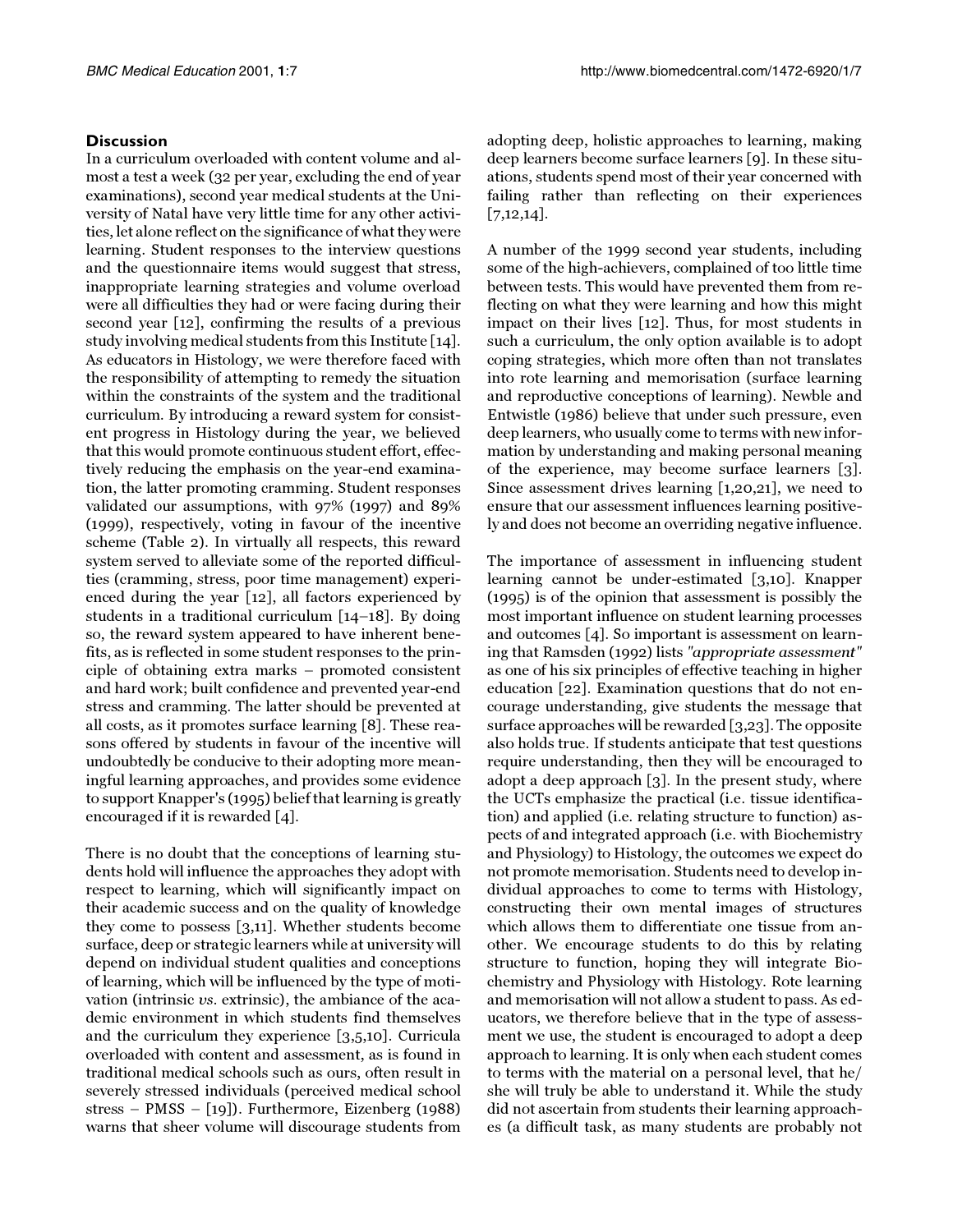## Discussion

In a curriculum overloaded with content volume and almost a test a week (32 per year, excluding the end of year examinations), second year medical students at the University of Natal have very little time for any other activities, let alone reflect on the significance of what they were learning. Student responses to the interview questions and the questionnaire items would suggest that stress, inappropriate learning strategies and volume overload were all difficulties they had or were facing during their second year [12], confirming the results of a previous study involving medical students from this Institute [14]. As educators in Histology, we were therefore faced with the responsibility of attempting to remedy the situation within the constraints of the system and the traditional curriculum. By introducing a reward system for consistent progress in Histology during the year, we believed that this would promote continuous student effort, effectively reducing the emphasis on the year-end examination, the latter promoting cramming. Student responses validated our assumptions, with 97% (1997) and 89% (1999), respectively, voting in favour of the incentive scheme (Table 2). In virtually all respects, this reward system served to alleviate some of the reported difficulties (cramming, stress, poor time management) experienced during the year [12], all factors experienced by students in a traditional curriculum [14–18]. By doing so, the reward system appeared to have inherent benefits, as is reflected in some student responses to the principle of obtaining extra marks – promoted consistent and hard work; built confidence and prevented year-end stress and cramming. The latter should be prevented at all costs, as it promotes surface learning [8]. These reasons offered by students in favour of the incentive will undoubtedly be conducive to their adopting more meaningful learning approaches, and provides some evidence to support Knapper's (1995) belief that learning is greatly encouraged if it is rewarded [4].

There is no doubt that the conceptions of learning students hold will influence the approaches they adopt with respect to learning, which will significantly impact on their academic success and on the quality of knowledge they come to possess [3,11]. Whether students become surface, deep or strategic learners while at university will depend on individual student qualities and conceptions of learning, which will be influenced by the type of motivation (intrinsic *vs*. extrinsic), the ambiance of the academic environment in which students find themselves and the curriculum they experience [3,5,10]. Curricula overloaded with content and assessment, as is found in traditional medical schools such as ours, often result in severely stressed individuals (perceived medical school stress – PMSS – [19]). Furthermore, Eizenberg (1988) warns that sheer volume will discourage students from adopting deep, holistic approaches to learning, making deep learners become surface learners [9]. In these situations, students spend most of their year concerned with failing rather than reflecting on their experiences [7,12,14].

A number of the 1999 second year students, including some of the high-achievers, complained of too little time between tests. This would have prevented them from reflecting on what they were learning and how this might impact on their lives [12]. Thus, for most students in such a curriculum, the only option available is to adopt coping strategies, which more often than not translates into rote learning and memorisation (surface learning and reproductive conceptions of learning). Newble and Entwistle (1986) believe that under such pressure, even deep learners, who usually come to terms with new information by understanding and making personal meaning of the experience, may become surface learners [3]. Since assessment drives learning [1,20,21], we need to ensure that our assessment influences learning positively and does not become an overriding negative influence.

The importance of assessment in influencing student learning cannot be under-estimated [3,10]. Knapper (1995) is of the opinion that assessment is possibly the most important influence on student learning processes and outcomes [4]. So important is assessment on learning that Ramsden (1992) lists *"appropriate assessment"* as one of his six principles of effective teaching in higher education [22]. Examination questions that do not encourage understanding, give students the message that surface approaches will be rewarded [3,23]. The opposite also holds true. If students anticipate that test questions require understanding, then they will be encouraged to adopt a deep approach [3]. In the present study, where the UCTs emphasize the practical (i.e. tissue identification) and applied (i.e. relating structure to function) aspects of and integrated approach (i.e. with Biochemistry and Physiology) to Histology, the outcomes we expect do not promote memorisation. Students need to develop individual approaches to come to terms with Histology, constructing their own mental images of structures which allows them to differentiate one tissue from another. We encourage students to do this by relating structure to function, hoping they will integrate Biochemistry and Physiology with Histology. Rote learning and memorisation will not allow a student to pass. As educators, we therefore believe that in the type of assessment we use, the student is encouraged to adopt a deep approach to learning. It is only when each student comes to terms with the material on a personal level, that he/she will truly be able to understand it. While the study did not ascertain from students their learning approaches (a difficult task, as many students are probably not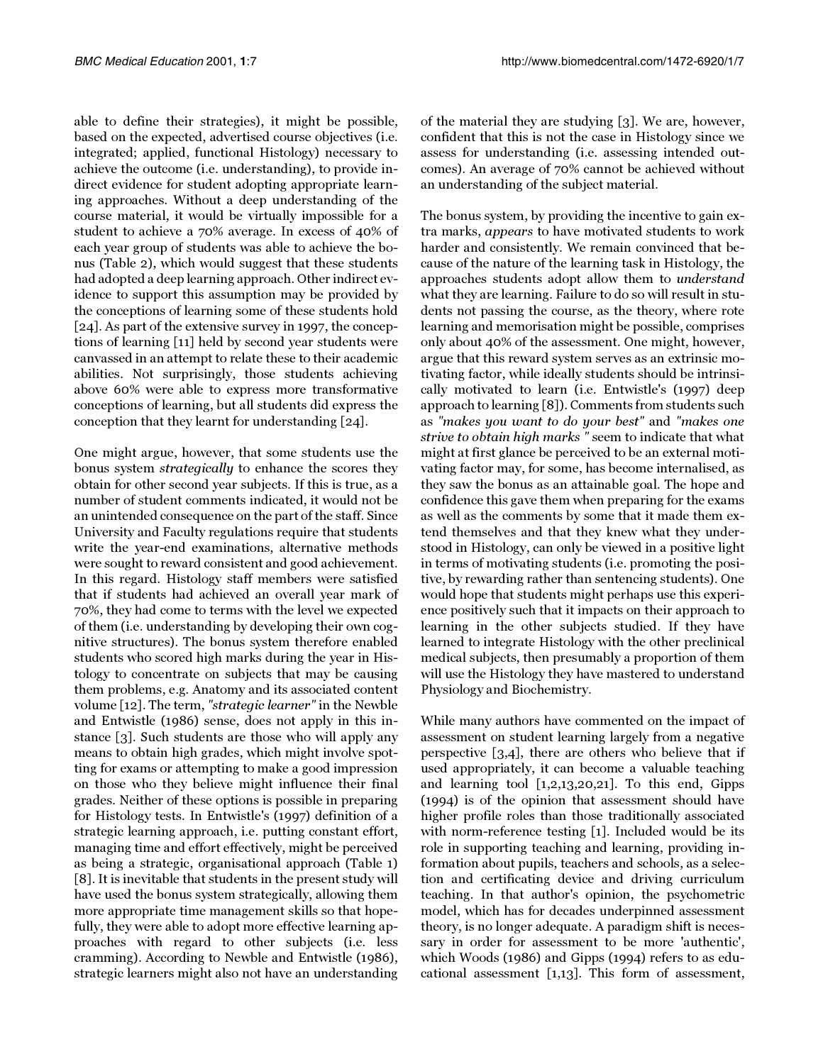able to define their strategies), it might be possible, based on the expected, advertised course objectives (i.e. integrated; applied, functional Histology) necessary to achieve the outcome (i.e. understanding), to provide indirect evidence for student adopting appropriate learning approaches. Without a deep understanding of the course material, it would be virtually impossible for a student to achieve a 70% average. In excess of 40% of each year group of students was able to achieve the bonus (Table 2), which would suggest that these students had adopted a deep learning approach. Other indirect evidence to support this assumption may be provided by the conceptions of learning some of these students hold [24]. As part of the extensive survey in 1997, the conceptions of learning [11] held by second year students were canvassed in an attempt to relate these to their academic abilities. Not surprisingly, those students achieving above 60% were able to express more transformative conceptions of learning, but all students did express the conception that they learnt for understanding [24].

One might argue, however, that some students use the bonus system *strategically* to enhance the scores they obtain for other second year subjects. If this is true, as a number of student comments indicated, it would not be an unintended consequence on the part of the staff. Since University and Faculty regulations require that students write the year-end examinations, alternative methods were sought to reward consistent and good achievement. In this regard, Histology staff members were satisfied that if students had achieved an overall year mark of 70%, they had come to terms with the level we expected of them (i.e. understanding by developing their own cognitive structures). The bonus system therefore enabled students who scored high marks during the year in Histology to concentrate on subjects that may be causing them problems, e.g. Anatomy and its associated content volume [12]. The term, *"strategic learner"* in the Newble and Entwistle (1986) sense, does not apply in this instance [3]. Such students are those who will apply any means to obtain high grades, which might involve spotting for exams or attempting to make a good impression on those who they believe might influence their final grades. Neither of these options is possible in preparing for Histology tests. In Entwistle's (1997) definition of a strategic learning approach, i.e. putting constant effort, managing time and effort effectively, might be perceived as being a strategic, organisational approach (Table 1) [8]. It is inevitable that students in the present study will have used the bonus system strategically, allowing them more appropriate time management skills so that hopefully, they were able to adopt more effective learning approaches with regard to other subjects (i.e. less cramming). According to Newble and Entwistle (1986), strategic learners might also not have an understanding of the material they are studying [3]. We are, however, confident that this is not the case in Histology since we assess for understanding (i.e. assessing intended outcomes). An average of 70% cannot be achieved without an understanding of the subject material.

The bonus system, by providing the incentive to gain extra marks, *appears* to have motivated students to work harder and consistently. We remain convinced that because of the nature of the learning task in Histology, the approaches students adopt allow them to *understand* what they are learning. Failure to do so will result in students not passing the course, as the theory, where rote learning and memorisation might be possible, comprises only about 40% of the assessment. One might, however, argue that this reward system serves as an extrinsic motivating factor, while ideally students should be intrinsically motivated to learn (i.e. Entwistle's (1997) deep approach to learning [8]). Comments from students such as *"makes you want to do your best"* and *"makes one strive to obtain high marks "* seem to indicate that what might at first glance be perceived to be an external motivating factor may, for some, has become internalised, as they saw the bonus as an attainable goal. The hope and confidence this gave them when preparing for the exams as well as the comments by some that it made them extend themselves and that they knew what they understood in Histology, can only be viewed in a positive light in terms of motivating students (i.e. promoting the positive, by rewarding rather than sentencing students). One would hope that students might perhaps use this experience positively such that it impacts on their approach to learning in the other subjects studied. If they have learned to integrate Histology with the other preclinical medical subjects, then presumably a proportion of them will use the Histology they have mastered to understand Physiology and Biochemistry.

While many authors have commented on the impact of assessment on student learning largely from a negative perspective [3,4], there are others who believe that if used appropriately, it can become a valuable teaching and learning tool [1,2,13,20,21]. To this end, Gipps (1994) is of the opinion that assessment should have higher profile roles than those traditionally associated with norm-reference testing [1]. Included would be its role in supporting teaching and learning, providing information about pupils, teachers and schools, as a selection and certificating device and driving curriculum teaching. In that author's opinion, the psychometric model, which has for decades underpinned assessment theory, is no longer adequate. A paradigm shift is necessary in order for assessment to be more 'authentic', which Woods (1986) and Gipps (1994) refers to as educational assessment [1,13]. This form of assessment,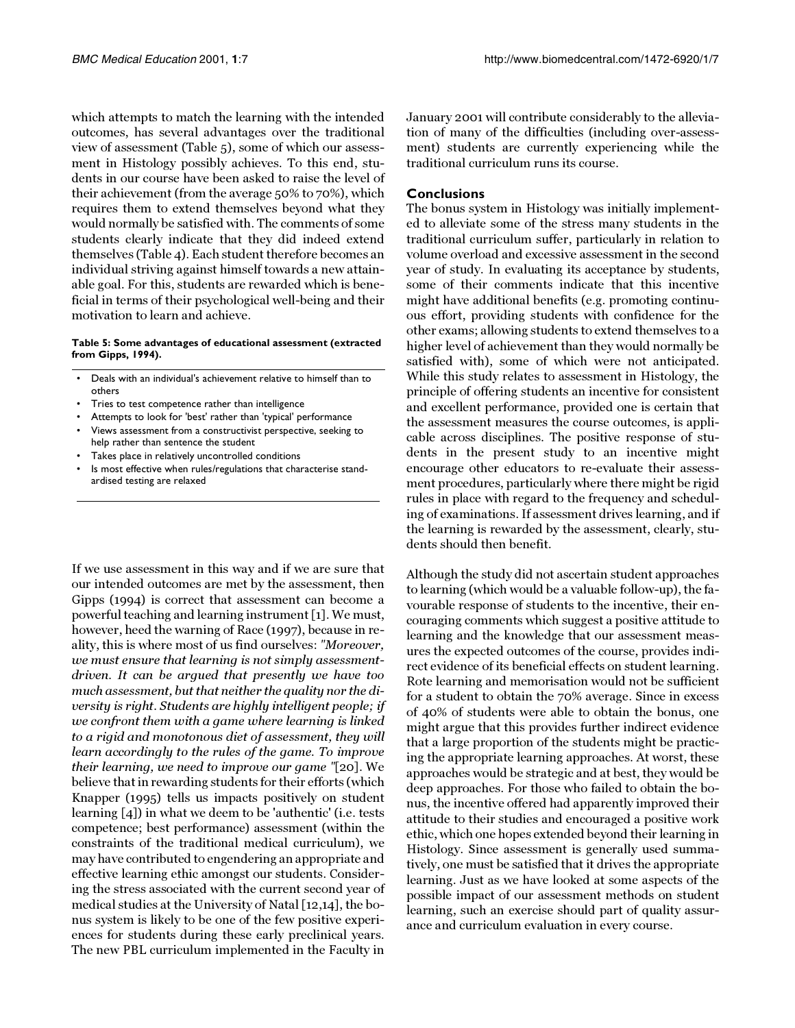which attempts to match the learning with the intended outcomes, has several advantages over the traditional view of assessment (Table 5), some of which our assessment in Histology possibly achieves. To this end, students in our course have been asked to raise the level of their achievement (from the average 50% to 70%), which requires them to extend themselves beyond what they would normally be satisfied with. The comments of some students clearly indicate that they did indeed extend themselves (Table 4). Each student therefore becomes an individual striving against himself towards a new attainable goal. For this, students are rewarded which is beneficial in terms of their psychological well-being and their motivation to learn and achieve.

**Table 5: Some advantages of educational assessment (extracted from Gipps, 1994).**

- Deals with an individual's achievement relative to himself than to others
- Tries to test competence rather than intelligence
- Attempts to look for 'best' rather than 'typical' performance
- Views assessment from a constructivist perspective, seeking to help rather than sentence the student
- Takes place in relatively uncontrolled conditions
- Is most effective when rules/regulations that characterise standardised testing are relaxed

If we use assessment in this way and if we are sure that our intended outcomes are met by the assessment, then Gipps (1994) is correct that assessment can become a powerful teaching and learning instrument [1]. We must, however, heed the warning of Race (1997), because in reality, this is where most of us find ourselves: *"Moreover, we must ensure that learning is not simply assessment-driven. It can be argued that presently we have too much assessment, but that neither the quality nor the diversity is right. Students are highly intelligent people; if we confront them with a game where learning is linked to a rigid and monotonous diet of assessment, they will learn accordingly to the rules of the game. To improve their learning, we need to improve our game "*[20]. We believe that in rewarding students for their efforts (which Knapper (1995) tells us impacts positively on student learning [4]) in what we deem to be 'authentic' (i.e. tests competence; best performance) assessment (within the constraints of the traditional medical curriculum), we may have contributed to engendering an appropriate and effective learning ethic amongst our students. Considering the stress associated with the current second year of medical studies at the University of Natal [12,14], the bonus system is likely to be one of the few positive experiences for students during these early preclinical years. The new PBL curriculum implemented in the Faculty in January 2001 will contribute considerably to the alleviation of many of the difficulties (including over-assessment) students are currently experiencing while the traditional curriculum runs its course.

## Conclusions

The bonus system in Histology was initially implemented to alleviate some of the stress many students in the traditional curriculum suffer, particularly in relation to volume overload and excessive assessment in the second year of study. In evaluating its acceptance by students, some of their comments indicate that this incentive might have additional benefits (e.g. promoting continuous effort, providing students with confidence for the other exams; allowing students to extend themselves to a higher level of achievement than they would normally be satisfied with), some of which were not anticipated. While this study relates to assessment in Histology, the principle of offering students an incentive for consistent and excellent performance, provided one is certain that the assessment measures the course outcomes, is applicable across disciplines. The positive response of students in the present study to an incentive might encourage other educators to re-evaluate their assessment procedures, particularly where there might be rigid rules in place with regard to the frequency and scheduling of examinations. If assessment drives learning, and if the learning is rewarded by the assessment, clearly, students should then benefit.

Although the study did not ascertain student approaches to learning (which would be a valuable follow-up), the favourable response of students to the incentive, their encouraging comments which suggest a positive attitude to learning and the knowledge that our assessment measures the expected outcomes of the course, provides indirect evidence of its beneficial effects on student learning. Rote learning and memorisation would not be sufficient for a student to obtain the 70% average. Since in excess of 40% of students were able to obtain the bonus, one might argue that this provides further indirect evidence that a large proportion of the students might be practicing the appropriate learning approaches. At worst, these approaches would be strategic and at best, they would be deep approaches. For those who failed to obtain the bonus, the incentive offered had apparently improved their attitude to their studies and encouraged a positive work ethic, which one hopes extended beyond their learning in Histology. Since assessment is generally used summatively, one must be satisfied that it drives the appropriate learning. Just as we have looked at some aspects of the possible impact of our assessment methods on student learning, such an exercise should part of quality assurance and curriculum evaluation in every course.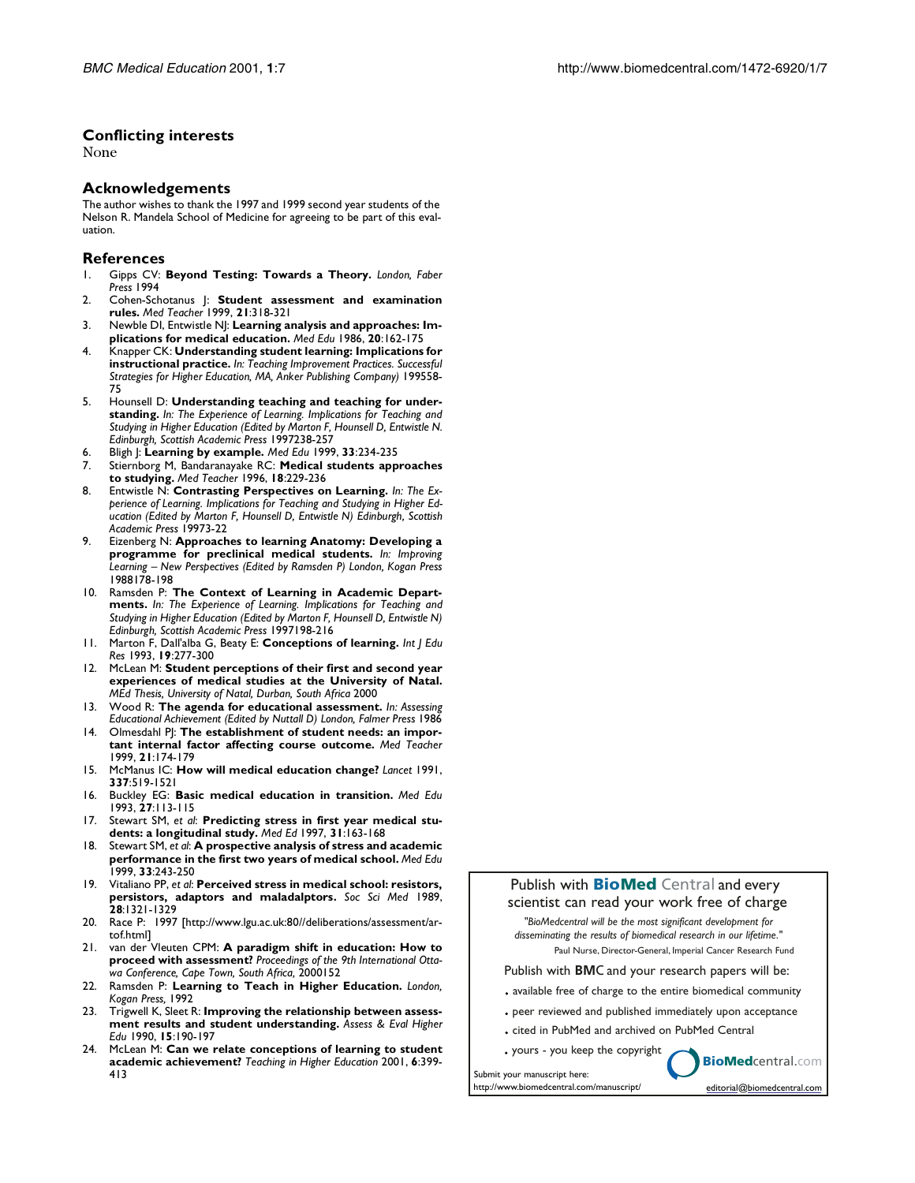## Conflicting interests

None

## Acknowledgements

The author wishes to thank the 1997 and 1999 second year students of the Nelson R. Mandela School of Medicine for agreeing to be part of this evaluation.

## References

1. Gipps CV: **Beyond Testing: Towards a Theory.** *London, Faber Press* 1994
2. Cohen-Schotanus J: **Student assessment and examination rules.** *Med Teacher* 1999, **21**:318-321
3. Newble DI, Entwistle NJ: **Learning analysis and approaches: Implications for medical education.** *Med Edu* 1986, **20**:162-175
4. Knapper CK: **Understanding student learning: Implications for instructional practice.** *In: Teaching Improvement Practices. Successful Strategies for Higher Education, MA, Anker Publishing Company)* 199558-75
5. Hounsell D: **Understanding teaching and teaching for understanding.** *In: The Experience of Learning. Implications for Teaching and Studying in Higher Education (Edited by Marton F, Hounsell D, Entwistle N. Edinburgh, Scottish Academic Press* 1997238-257
6. Bligh J: **Learning by example.** *Med Edu* 1999, **33**:234-235
7. Stiernborg M, Bandaranayake RC: **Medical students approaches to studying.** *Med Teacher* 1996, **18**:229-236
8. Entwistle N: **Contrasting Perspectives on Learning.** *In: The Experience of Learning. Implications for Teaching and Studying in Higher Education (Edited by Marton F, Hounsell D, Entwistle N) Edinburgh, Scottish Academic Press* 19973-22
9. Eizenberg N: **Approaches to learning Anatomy: Developing a programme for preclinical medical students.** *In: Improving Learning – New Perspectives (Edited by Ramsden P) London, Kogan Press* 1988178-198
10. Ramsden P: **The Context of Learning in Academic Departments.** *In: The Experience of Learning. Implications for Teaching and Studying in Higher Education (Edited by Marton F, Hounsell D, Entwistle N) Edinburgh, Scottish Academic Press* 1997198-216
11. Marton F, Dall'alba G, Beaty E: **Conceptions of learning.** *Int J Edu Res* 1993, **19**:277-300
12. McLean M: **Student perceptions of their first and second year experiences of medical studies at the University of Natal.** *MEd Thesis, University of Natal, Durban, South Africa* 2000
13. Wood R: **The agenda for educational assessment.** *In: Assessing Educational Achievement (Edited by Nuttall D) London, Falmer Press* 1986
14. Olmesdahl PJ: **The establishment of student needs: an important internal factor affecting course outcome.** *Med Teacher* 1999, **21**:174-179
15. McManus IC: **How will medical education change?** *Lancet* 1991, **337**:519-1521
16. Buckley EG: **Basic medical education in transition.** *Med Edu* 1993, **27**:113-115
17. Stewart SM, *et al*: **Predicting stress in first year medical students: a longitudinal study.** *Med Ed* 1997, **31**:163-168
18. Stewart SM, *et al*: **A prospective analysis of stress and academic performance in the first two years of medical school.** *Med Edu* 1999, **33**:243-250
19. Vitaliano PP, *et al*: **Perceived stress in medical school: resistors, persistors, adaptors and maladalptors.** *Soc Sci Med* 1989, **28**:1321-1329
20. Race P: 1997 [http://www.lgu.ac.uk:80//deliberations/assessment/artof.html]
21. van der Vleuten CPM: **A paradigm shift in education: How to proceed with assessment?** *Proceedings of the 9th International Ottawa Conference, Cape Town, South Africa,* 2000152
22. Ramsden P: **Learning to Teach in Higher Education.** *London, Kogan Press,* 1992
23. Trigwell K, Sleet R: **Improving the relationship between assessment results and student understanding.** *Assess & Eval Higher Edu* 1990, **15**:190-197
24. McLean M: **Can we relate conceptions of learning to student academic achievement?** *Teaching in Higher Education* 2001, **6**:399-413

Publish with **BioMed** Central and every scientist can read your work free of charge

*"BioMedcentral will be the most significant development for disseminating the results of biomedical research in our lifetime."*
Paul Nurse, Director-General, Imperial Cancer Research Fund

Publish with **BMC** and your research papers will be:

- available free of charge to the entire biomedical community
- peer reviewed and published immediately upon acceptance
- cited in PubMed and archived on PubMed Central
- yours - you keep the copyright

Submit your manuscript here:
http://www.biomedcentral.com/manuscript/

**BioMed**central.com

editorial@biomedcentral.com